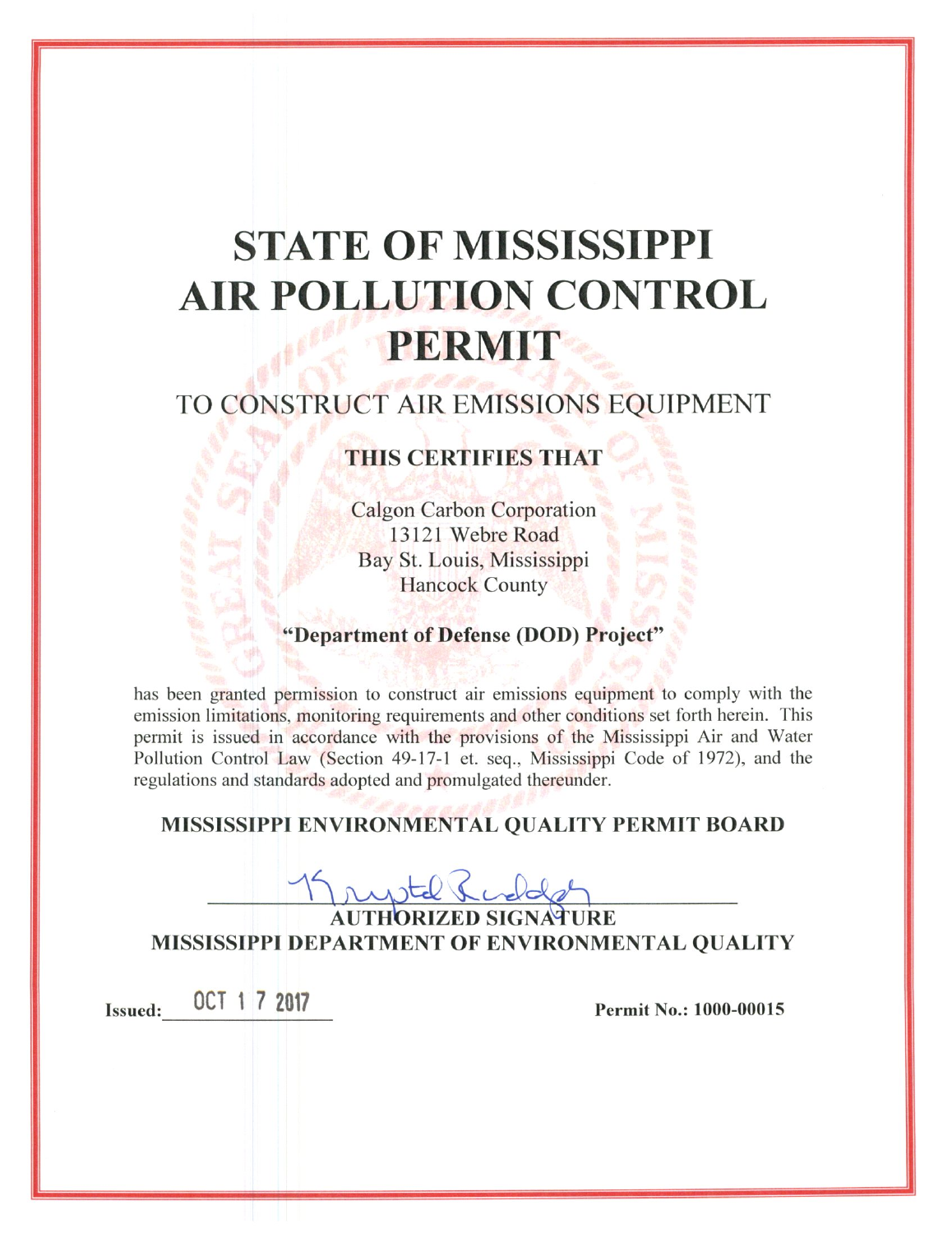# STATE OF MISSISSIPPI AIR POLLUTION CONTROL PERMIT

## TO CONSTRUCT AIR EMISSIONS EQUIPMENT

### THIS CERTIFIES THAT

Calgon Carbon Corporation
13121 Webre Road
Bay St. Louis, Mississippi
Hancock County

**"Department of Defense (DOD) Project"**

has been granted permission to construct air emissions equipment to comply with the emission limitations, monitoring requirements and other conditions set forth herein. This permit is issued in accordance with the provisions of the Mississippi Air and Water Pollution Control Law (Section 49-17-1 et. seq., Mississippi Code of 1972), and the regulations and standards adopted and promulgated thereunder.

**MISSISSIPPI ENVIRONMENTAL QUALITY PERMIT BOARD**

Krystal Rudolph

**AUTHORIZED SIGNATURE**
**MISSISSIPPI DEPARTMENT OF ENVIRONMENTAL QUALITY**

**Issued:** OCT 1 7 2017

**Permit No.: 1000-00015**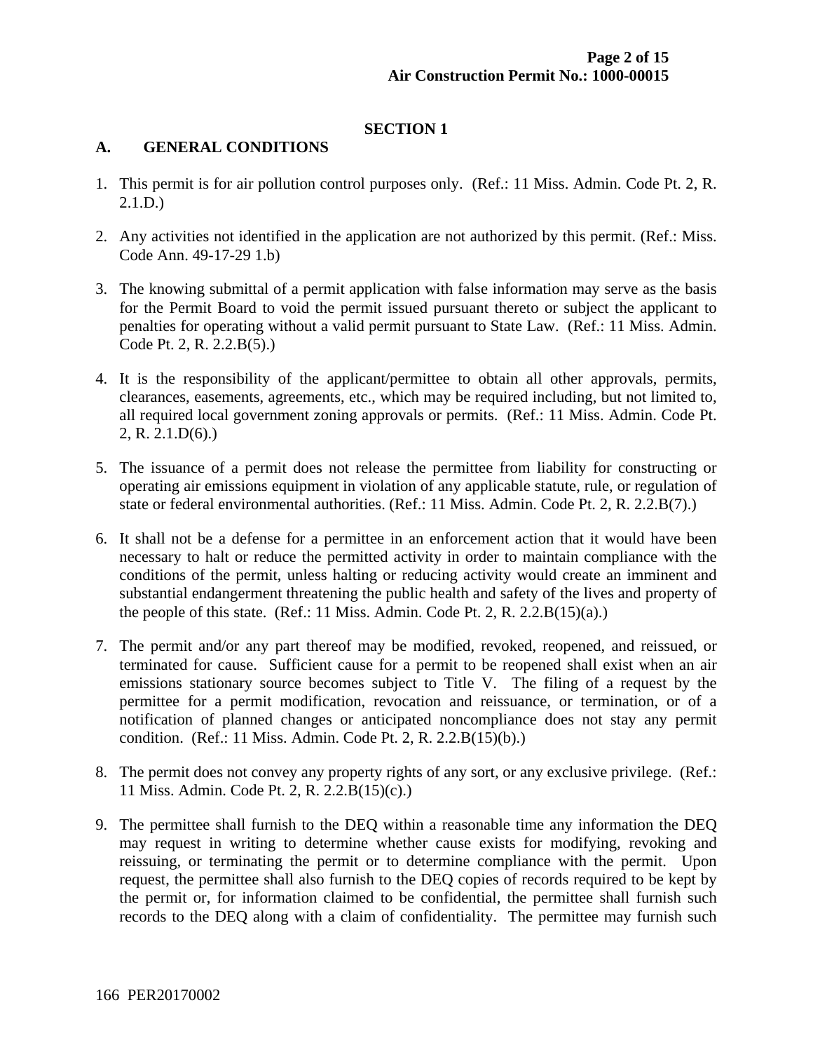## SECTION 1

### A. GENERAL CONDITIONS

1. This permit is for air pollution control purposes only. (Ref.: 11 Miss. Admin. Code Pt. 2, R. 2.1.D.)

2. Any activities not identified in the application are not authorized by this permit. (Ref.: Miss. Code Ann. 49-17-29 1.b)

3. The knowing submittal of a permit application with false information may serve as the basis for the Permit Board to void the permit issued pursuant thereto or subject the applicant to penalties for operating without a valid permit pursuant to State Law. (Ref.: 11 Miss. Admin. Code Pt. 2, R. 2.2.B(5).)

4. It is the responsibility of the applicant/permittee to obtain all other approvals, permits, clearances, easements, agreements, etc., which may be required including, but not limited to, all required local government zoning approvals or permits. (Ref.: 11 Miss. Admin. Code Pt. 2, R. 2.1.D(6).)

5. The issuance of a permit does not release the permittee from liability for constructing or operating air emissions equipment in violation of any applicable statute, rule, or regulation of state or federal environmental authorities. (Ref.: 11 Miss. Admin. Code Pt. 2, R. 2.2.B(7).)

6. It shall not be a defense for a permittee in an enforcement action that it would have been necessary to halt or reduce the permitted activity in order to maintain compliance with the conditions of the permit, unless halting or reducing activity would create an imminent and substantial endangerment threatening the public health and safety of the lives and property of the people of this state. (Ref.: 11 Miss. Admin. Code Pt. 2, R. 2.2.B(15)(a).)

7. The permit and/or any part thereof may be modified, revoked, reopened, and reissued, or terminated for cause. Sufficient cause for a permit to be reopened shall exist when an air emissions stationary source becomes subject to Title V. The filing of a request by the permittee for a permit modification, revocation and reissuance, or termination, or of a notification of planned changes or anticipated noncompliance does not stay any permit condition. (Ref.: 11 Miss. Admin. Code Pt. 2, R. 2.2.B(15)(b).)

8. The permit does not convey any property rights of any sort, or any exclusive privilege. (Ref.: 11 Miss. Admin. Code Pt. 2, R. 2.2.B(15)(c).)

9. The permittee shall furnish to the DEQ within a reasonable time any information the DEQ may request in writing to determine whether cause exists for modifying, revoking and reissuing, or terminating the permit or to determine compliance with the permit. Upon request, the permittee shall also furnish to the DEQ copies of records required to be kept by the permit or, for information claimed to be confidential, the permittee shall furnish such records to the DEQ along with a claim of confidentiality. The permittee may furnish such

166 PER20170002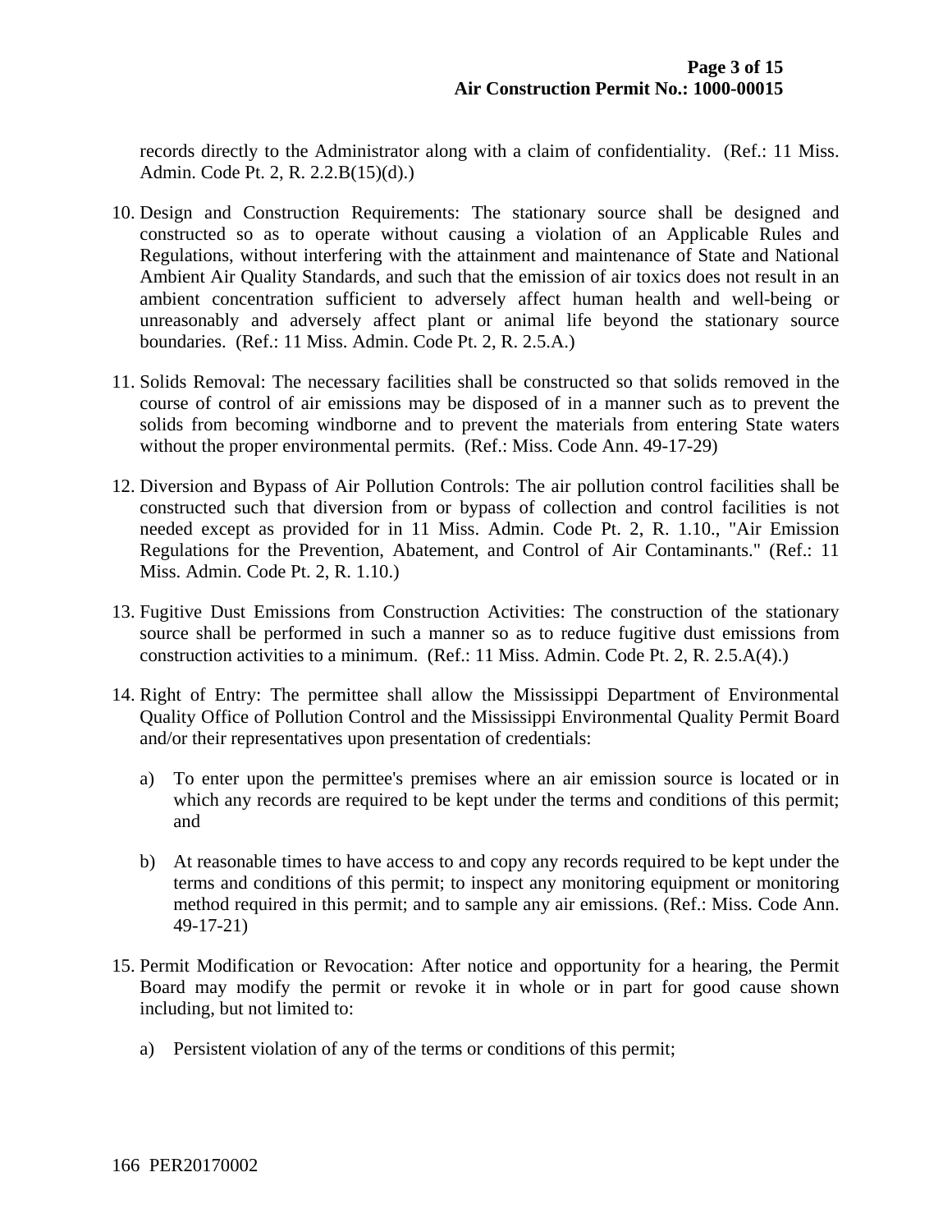records directly to the Administrator along with a claim of confidentiality. (Ref.: 11 Miss. Admin. Code Pt. 2, R. 2.2.B(15)(d).)

10. Design and Construction Requirements: The stationary source shall be designed and constructed so as to operate without causing a violation of an Applicable Rules and Regulations, without interfering with the attainment and maintenance of State and National Ambient Air Quality Standards, and such that the emission of air toxics does not result in an ambient concentration sufficient to adversely affect human health and well-being or unreasonably and adversely affect plant or animal life beyond the stationary source boundaries. (Ref.: 11 Miss. Admin. Code Pt. 2, R. 2.5.A.)

11. Solids Removal: The necessary facilities shall be constructed so that solids removed in the course of control of air emissions may be disposed of in a manner such as to prevent the solids from becoming windborne and to prevent the materials from entering State waters without the proper environmental permits. (Ref.: Miss. Code Ann. 49-17-29)

12. Diversion and Bypass of Air Pollution Controls: The air pollution control facilities shall be constructed such that diversion from or bypass of collection and control facilities is not needed except as provided for in 11 Miss. Admin. Code Pt. 2, R. 1.10., "Air Emission Regulations for the Prevention, Abatement, and Control of Air Contaminants." (Ref.: 11 Miss. Admin. Code Pt. 2, R. 1.10.)

13. Fugitive Dust Emissions from Construction Activities: The construction of the stationary source shall be performed in such a manner so as to reduce fugitive dust emissions from construction activities to a minimum. (Ref.: 11 Miss. Admin. Code Pt. 2, R. 2.5.A(4).)

14. Right of Entry: The permittee shall allow the Mississippi Department of Environmental Quality Office of Pollution Control and the Mississippi Environmental Quality Permit Board and/or their representatives upon presentation of credentials:

    a) To enter upon the permittee's premises where an air emission source is located or in which any records are required to be kept under the terms and conditions of this permit; and

    b) At reasonable times to have access to and copy any records required to be kept under the terms and conditions of this permit; to inspect any monitoring equipment or monitoring method required in this permit; and to sample any air emissions. (Ref.: Miss. Code Ann. 49-17-21)

15. Permit Modification or Revocation: After notice and opportunity for a hearing, the Permit Board may modify the permit or revoke it in whole or in part for good cause shown including, but not limited to:

    a) Persistent violation of any of the terms or conditions of this permit;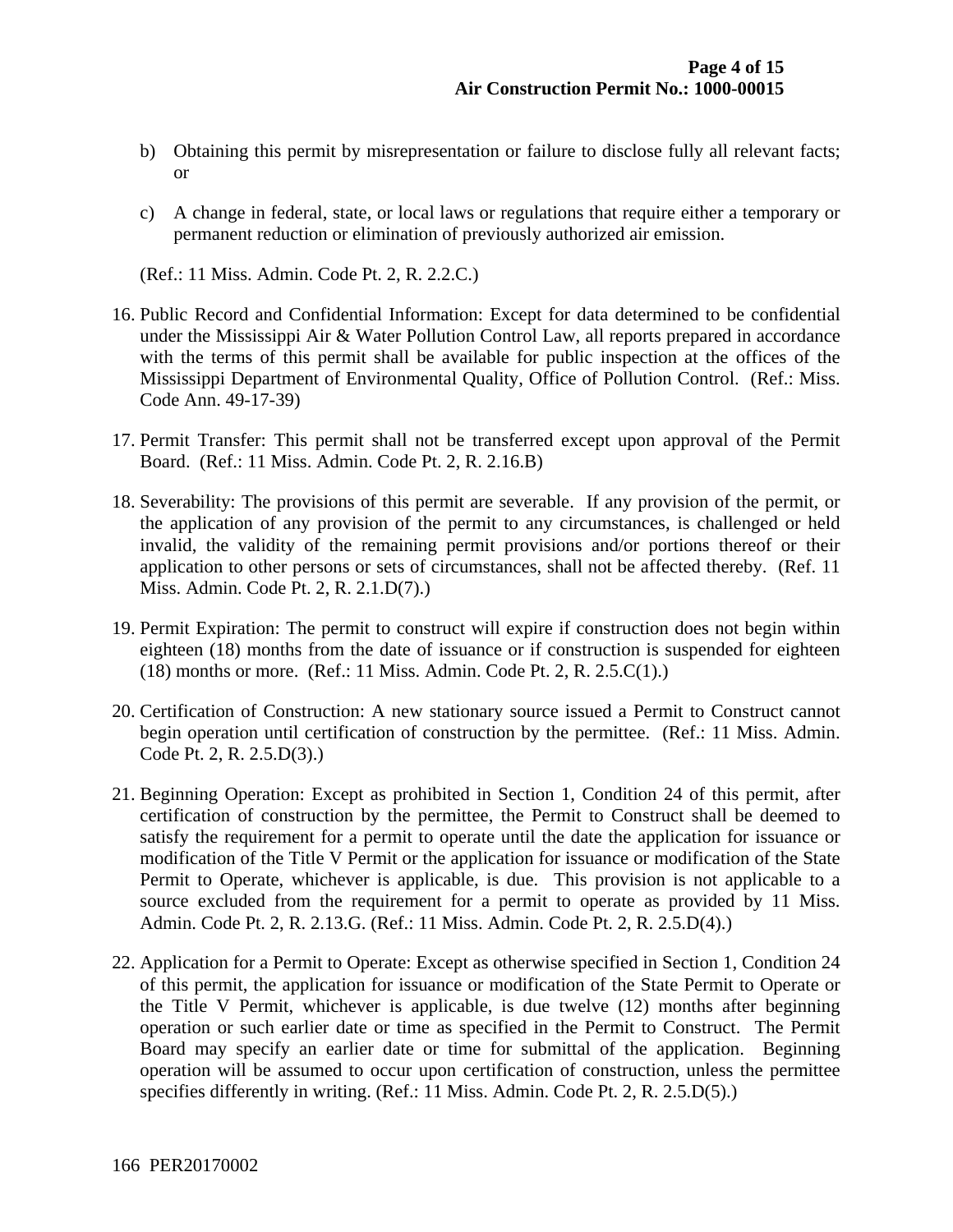b) Obtaining this permit by misrepresentation or failure to disclose fully all relevant facts; or

c) A change in federal, state, or local laws or regulations that require either a temporary or permanent reduction or elimination of previously authorized air emission.

(Ref.: 11 Miss. Admin. Code Pt. 2, R. 2.2.C.)

16. Public Record and Confidential Information: Except for data determined to be confidential under the Mississippi Air & Water Pollution Control Law, all reports prepared in accordance with the terms of this permit shall be available for public inspection at the offices of the Mississippi Department of Environmental Quality, Office of Pollution Control. (Ref.: Miss. Code Ann. 49-17-39)

17. Permit Transfer: This permit shall not be transferred except upon approval of the Permit Board. (Ref.: 11 Miss. Admin. Code Pt. 2, R. 2.16.B)

18. Severability: The provisions of this permit are severable. If any provision of the permit, or the application of any provision of the permit to any circumstances, is challenged or held invalid, the validity of the remaining permit provisions and/or portions thereof or their application to other persons or sets of circumstances, shall not be affected thereby. (Ref. 11 Miss. Admin. Code Pt. 2, R. 2.1.D(7).)

19. Permit Expiration: The permit to construct will expire if construction does not begin within eighteen (18) months from the date of issuance or if construction is suspended for eighteen (18) months or more. (Ref.: 11 Miss. Admin. Code Pt. 2, R. 2.5.C(1).)

20. Certification of Construction: A new stationary source issued a Permit to Construct cannot begin operation until certification of construction by the permittee. (Ref.: 11 Miss. Admin. Code Pt. 2, R. 2.5.D(3).)

21. Beginning Operation: Except as prohibited in Section 1, Condition 24 of this permit, after certification of construction by the permittee, the Permit to Construct shall be deemed to satisfy the requirement for a permit to operate until the date the application for issuance or modification of the Title V Permit or the application for issuance or modification of the State Permit to Operate, whichever is applicable, is due. This provision is not applicable to a source excluded from the requirement for a permit to operate as provided by 11 Miss. Admin. Code Pt. 2, R. 2.13.G. (Ref.: 11 Miss. Admin. Code Pt. 2, R. 2.5.D(4).)

22. Application for a Permit to Operate: Except as otherwise specified in Section 1, Condition 24 of this permit, the application for issuance or modification of the State Permit to Operate or the Title V Permit, whichever is applicable, is due twelve (12) months after beginning operation or such earlier date or time as specified in the Permit to Construct. The Permit Board may specify an earlier date or time for submittal of the application. Beginning operation will be assumed to occur upon certification of construction, unless the permittee specifies differently in writing. (Ref.: 11 Miss. Admin. Code Pt. 2, R. 2.5.D(5).)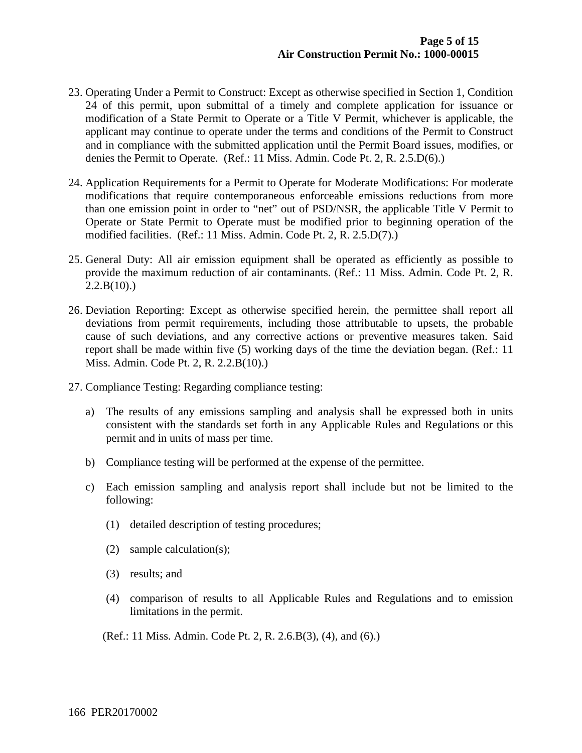23. Operating Under a Permit to Construct: Except as otherwise specified in Section 1, Condition 24 of this permit, upon submittal of a timely and complete application for issuance or modification of a State Permit to Operate or a Title V Permit, whichever is applicable, the applicant may continue to operate under the terms and conditions of the Permit to Construct and in compliance with the submitted application until the Permit Board issues, modifies, or denies the Permit to Operate. (Ref.: 11 Miss. Admin. Code Pt. 2, R. 2.5.D(6).)

24. Application Requirements for a Permit to Operate for Moderate Modifications: For moderate modifications that require contemporaneous enforceable emissions reductions from more than one emission point in order to "net" out of PSD/NSR, the applicable Title V Permit to Operate or State Permit to Operate must be modified prior to beginning operation of the modified facilities. (Ref.: 11 Miss. Admin. Code Pt. 2, R. 2.5.D(7).)

25. General Duty: All air emission equipment shall be operated as efficiently as possible to provide the maximum reduction of air contaminants. (Ref.: 11 Miss. Admin. Code Pt. 2, R. 2.2.B(10).)

26. Deviation Reporting: Except as otherwise specified herein, the permittee shall report all deviations from permit requirements, including those attributable to upsets, the probable cause of such deviations, and any corrective actions or preventive measures taken. Said report shall be made within five (5) working days of the time the deviation began. (Ref.: 11 Miss. Admin. Code Pt. 2, R. 2.2.B(10).)

27. Compliance Testing: Regarding compliance testing:

    a) The results of any emissions sampling and analysis shall be expressed both in units consistent with the standards set forth in any Applicable Rules and Regulations or this permit and in units of mass per time.

    b) Compliance testing will be performed at the expense of the permittee.

    c) Each emission sampling and analysis report shall include but not be limited to the following:

        (1) detailed description of testing procedures;

        (2) sample calculation(s);

        (3) results; and

        (4) comparison of results to all Applicable Rules and Regulations and to emission limitations in the permit.

    (Ref.: 11 Miss. Admin. Code Pt. 2, R. 2.6.B(3), (4), and (6).)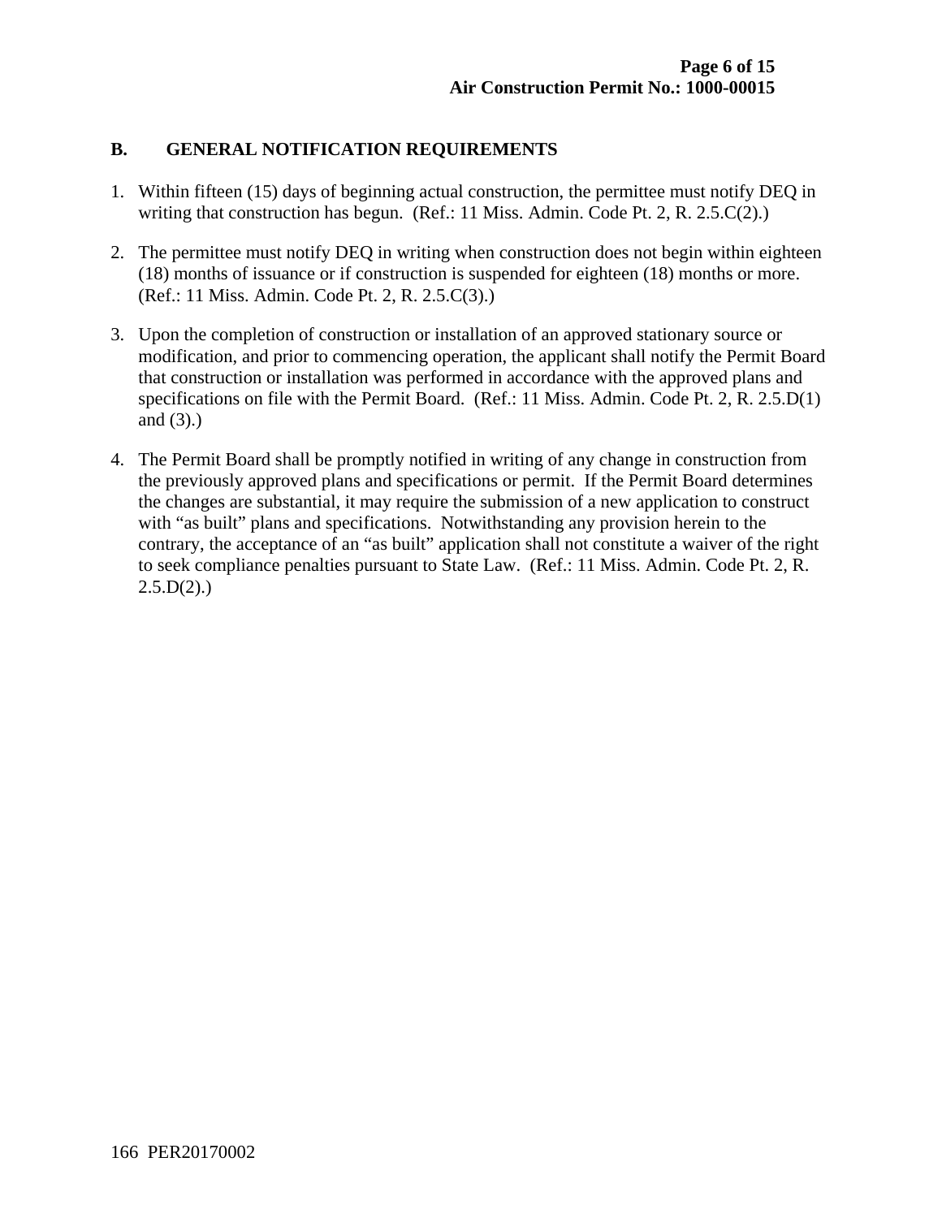## B. GENERAL NOTIFICATION REQUIREMENTS

1. Within fifteen (15) days of beginning actual construction, the permittee must notify DEQ in writing that construction has begun. (Ref.: 11 Miss. Admin. Code Pt. 2, R. 2.5.C(2).)

2. The permittee must notify DEQ in writing when construction does not begin within eighteen (18) months of issuance or if construction is suspended for eighteen (18) months or more. (Ref.: 11 Miss. Admin. Code Pt. 2, R. 2.5.C(3).)

3. Upon the completion of construction or installation of an approved stationary source or modification, and prior to commencing operation, the applicant shall notify the Permit Board that construction or installation was performed in accordance with the approved plans and specifications on file with the Permit Board. (Ref.: 11 Miss. Admin. Code Pt. 2, R. 2.5.D(1) and (3).)

4. The Permit Board shall be promptly notified in writing of any change in construction from the previously approved plans and specifications or permit. If the Permit Board determines the changes are substantial, it may require the submission of a new application to construct with "as built" plans and specifications. Notwithstanding any provision herein to the contrary, the acceptance of an "as built" application shall not constitute a waiver of the right to seek compliance penalties pursuant to State Law. (Ref.: 11 Miss. Admin. Code Pt. 2, R. 2.5.D(2).)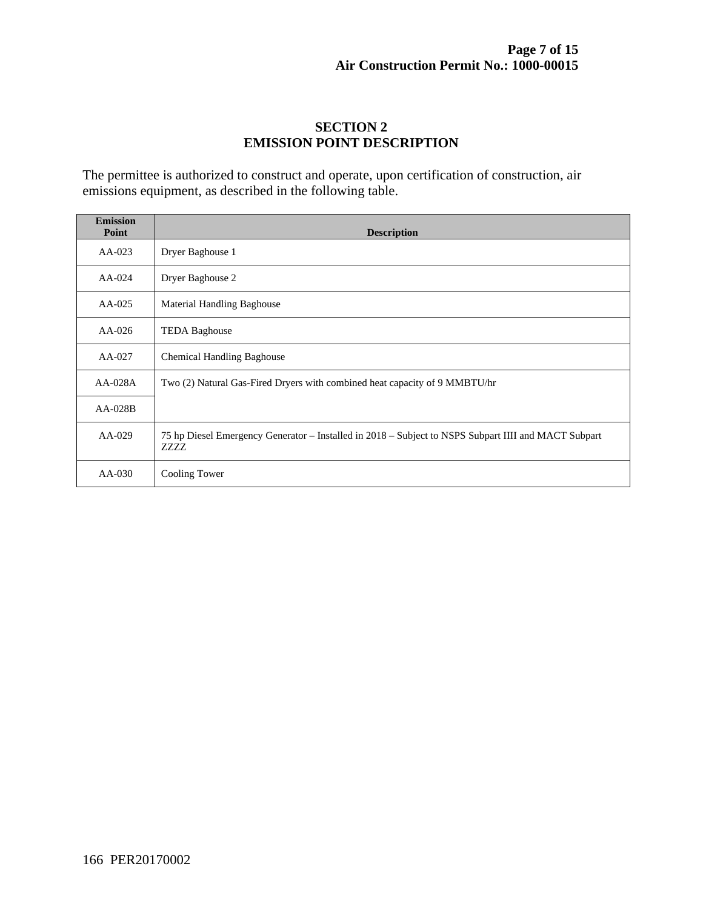## SECTION 2
## EMISSION POINT DESCRIPTION

The permittee is authorized to construct and operate, upon certification of construction, air emissions equipment, as described in the following table.

| Emission Point | Description |
|---|---|
| AA-023 | Dryer Baghouse 1 |
| AA-024 | Dryer Baghouse 2 |
| AA-025 | Material Handling Baghouse |
| AA-026 | TEDA Baghouse |
| AA-027 | Chemical Handling Baghouse |
| AA-028A | Two (2) Natural Gas-Fired Dryers with combined heat capacity of 9 MMBTU/hr |
| AA-028B | |
| AA-029 | 75 hp Diesel Emergency Generator – Installed in 2018 – Subject to NSPS Subpart IIII and MACT Subpart ZZZZ |
| AA-030 | Cooling Tower |

166 PER20170002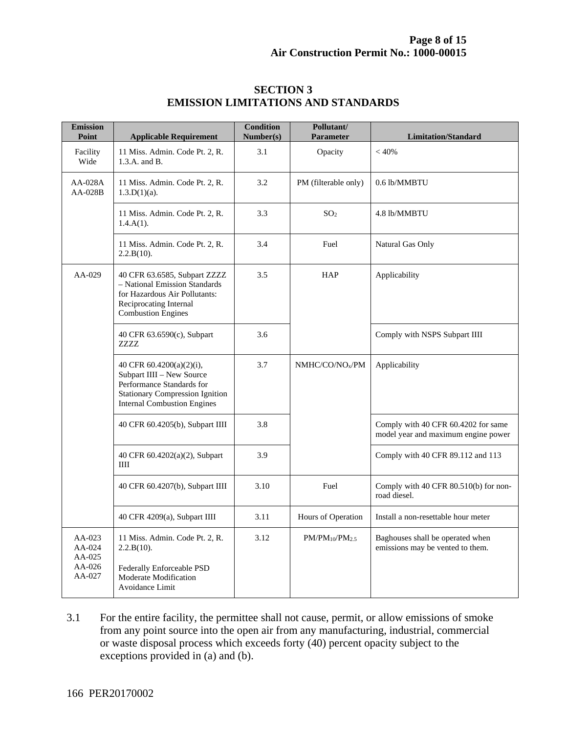# SECTION 3
# EMISSION LIMITATIONS AND STANDARDS

| Emission Point | Applicable Requirement | Condition Number(s) | Pollutant/ Parameter | Limitation/Standard |
|---|---|---|---|---|
| Facility Wide | 11 Miss. Admin. Code Pt. 2, R. 1.3.A. and B. | 3.1 | Opacity | < 40% |
| AA-028A AA-028B | 11 Miss. Admin. Code Pt. 2, R. 1.3.D(1)(a). | 3.2 | PM (filterable only) | 0.6 lb/MMBTU |
| | 11 Miss. Admin. Code Pt. 2, R. 1.4.A(1). | 3.3 | $SO_2$ | 4.8 lb/MMBTU |
| | 11 Miss. Admin. Code Pt. 2, R. 2.2.B(10). | 3.4 | Fuel | Natural Gas Only |
| AA-029 | 40 CFR 63.6585, Subpart ZZZZ – National Emission Standards for Hazardous Air Pollutants: Reciprocating Internal Combustion Engines | 3.5 | HAP | Applicability |
| | 40 CFR 63.6590(c), Subpart ZZZZ | 3.6 | | Comply with NSPS Subpart IIII |
| | 40 CFR 60.4200(a)(2)(i), Subpart IIII – New Source Performance Standards for Stationary Compression Ignition Internal Combustion Engines | 3.7 | NMHC/CO/$NO_x$/PM | Applicability |
| | 40 CFR 60.4205(b), Subpart IIII | 3.8 | | Comply with 40 CFR 60.4202 for same model year and maximum engine power |
| | 40 CFR 60.4202(a)(2), Subpart IIII | 3.9 | | Comply with 40 CFR 89.112 and 113 |
| | 40 CFR 60.4207(b), Subpart IIII | 3.10 | Fuel | Comply with 40 CFR 80.510(b) for non-road diesel. |
| | 40 CFR 4209(a), Subpart IIII | 3.11 | Hours of Operation | Install a non-resettable hour meter |
| AA-023 AA-024 AA-025 AA-026 AA-027 | 11 Miss. Admin. Code Pt. 2, R. 2.2.B(10). Federally Enforceable PSD Moderate Modification Avoidance Limit | 3.12 | PM/$PM_{10}$/$PM_{2.5}$ | Baghouses shall be operated when emissions may be vented to them. |

3.1 For the entire facility, the permittee shall not cause, permit, or allow emissions of smoke from any point source into the open air from any manufacturing, industrial, commercial or waste disposal process which exceeds forty (40) percent opacity subject to the exceptions provided in (a) and (b).

166 PER20170002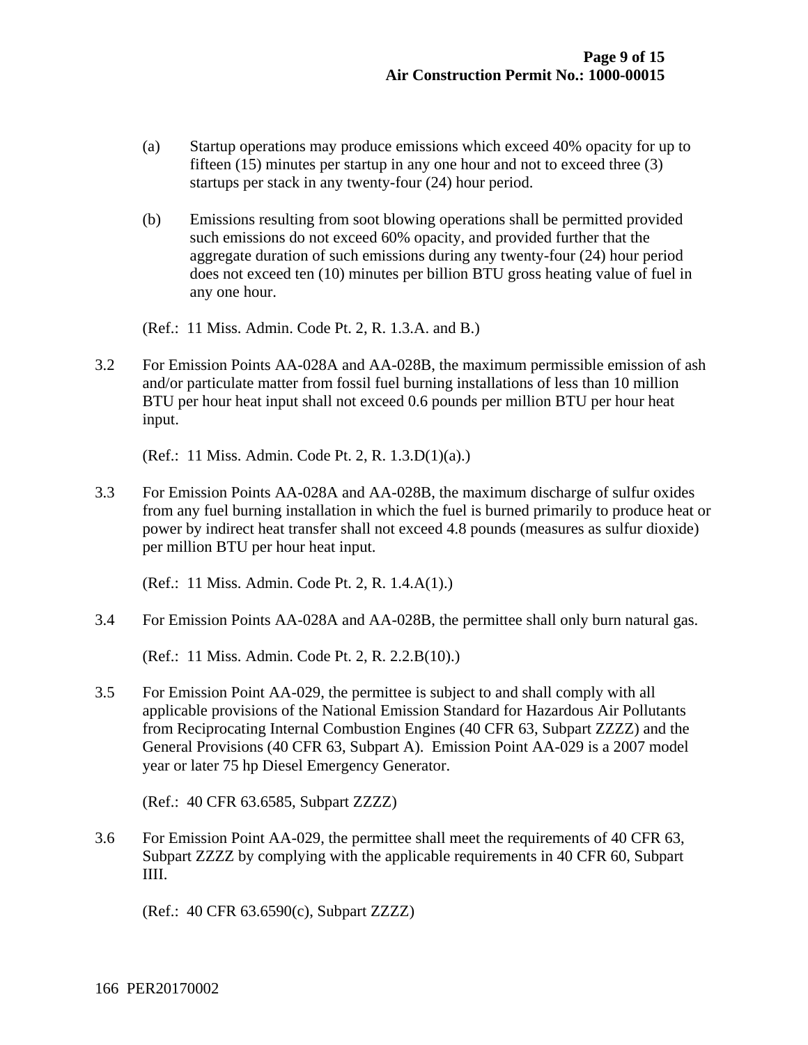(a) Startup operations may produce emissions which exceed 40% opacity for up to fifteen (15) minutes per startup in any one hour and not to exceed three (3) startups per stack in any twenty-four (24) hour period.

(b) Emissions resulting from soot blowing operations shall be permitted provided such emissions do not exceed 60% opacity, and provided further that the aggregate duration of such emissions during any twenty-four (24) hour period does not exceed ten (10) minutes per billion BTU gross heating value of fuel in any one hour.

(Ref.: 11 Miss. Admin. Code Pt. 2, R. 1.3.A. and B.)

3.2 For Emission Points AA-028A and AA-028B, the maximum permissible emission of ash and/or particulate matter from fossil fuel burning installations of less than 10 million BTU per hour heat input shall not exceed 0.6 pounds per million BTU per hour heat input.

(Ref.: 11 Miss. Admin. Code Pt. 2, R. 1.3.D(1)(a).)

3.3 For Emission Points AA-028A and AA-028B, the maximum discharge of sulfur oxides from any fuel burning installation in which the fuel is burned primarily to produce heat or power by indirect heat transfer shall not exceed 4.8 pounds (measures as sulfur dioxide) per million BTU per hour heat input.

(Ref.: 11 Miss. Admin. Code Pt. 2, R. 1.4.A(1).)

3.4 For Emission Points AA-028A and AA-028B, the permittee shall only burn natural gas.

(Ref.: 11 Miss. Admin. Code Pt. 2, R. 2.2.B(10).)

3.5 For Emission Point AA-029, the permittee is subject to and shall comply with all applicable provisions of the National Emission Standard for Hazardous Air Pollutants from Reciprocating Internal Combustion Engines (40 CFR 63, Subpart ZZZZ) and the General Provisions (40 CFR 63, Subpart A). Emission Point AA-029 is a 2007 model year or later 75 hp Diesel Emergency Generator.

(Ref.: 40 CFR 63.6585, Subpart ZZZZ)

3.6 For Emission Point AA-029, the permittee shall meet the requirements of 40 CFR 63, Subpart ZZZZ by complying with the applicable requirements in 40 CFR 60, Subpart IIII.

(Ref.: 40 CFR 63.6590(c), Subpart ZZZZ)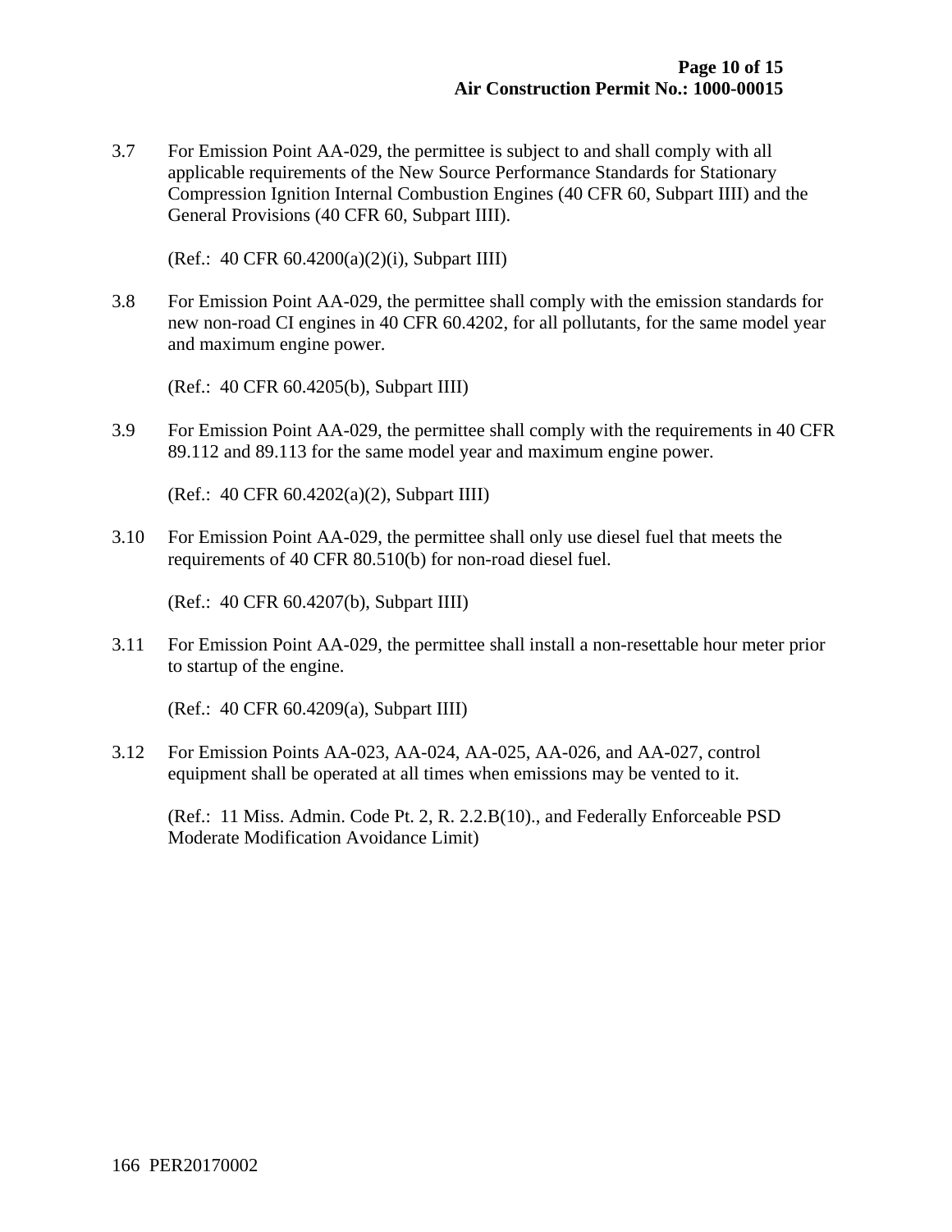3.7 For Emission Point AA-029, the permittee is subject to and shall comply with all applicable requirements of the New Source Performance Standards for Stationary Compression Ignition Internal Combustion Engines (40 CFR 60, Subpart IIII) and the General Provisions (40 CFR 60, Subpart IIII).

(Ref.: 40 CFR 60.4200(a)(2)(i), Subpart IIII)

3.8 For Emission Point AA-029, the permittee shall comply with the emission standards for new non-road CI engines in 40 CFR 60.4202, for all pollutants, for the same model year and maximum engine power.

(Ref.: 40 CFR 60.4205(b), Subpart IIII)

3.9 For Emission Point AA-029, the permittee shall comply with the requirements in 40 CFR 89.112 and 89.113 for the same model year and maximum engine power.

(Ref.: 40 CFR 60.4202(a)(2), Subpart IIII)

3.10 For Emission Point AA-029, the permittee shall only use diesel fuel that meets the requirements of 40 CFR 80.510(b) for non-road diesel fuel.

(Ref.: 40 CFR 60.4207(b), Subpart IIII)

3.11 For Emission Point AA-029, the permittee shall install a non-resettable hour meter prior to startup of the engine.

(Ref.: 40 CFR 60.4209(a), Subpart IIII)

3.12 For Emission Points AA-023, AA-024, AA-025, AA-026, and AA-027, control equipment shall be operated at all times when emissions may be vented to it.

(Ref.: 11 Miss. Admin. Code Pt. 2, R. 2.2.B(10)., and Federally Enforceable PSD Moderate Modification Avoidance Limit)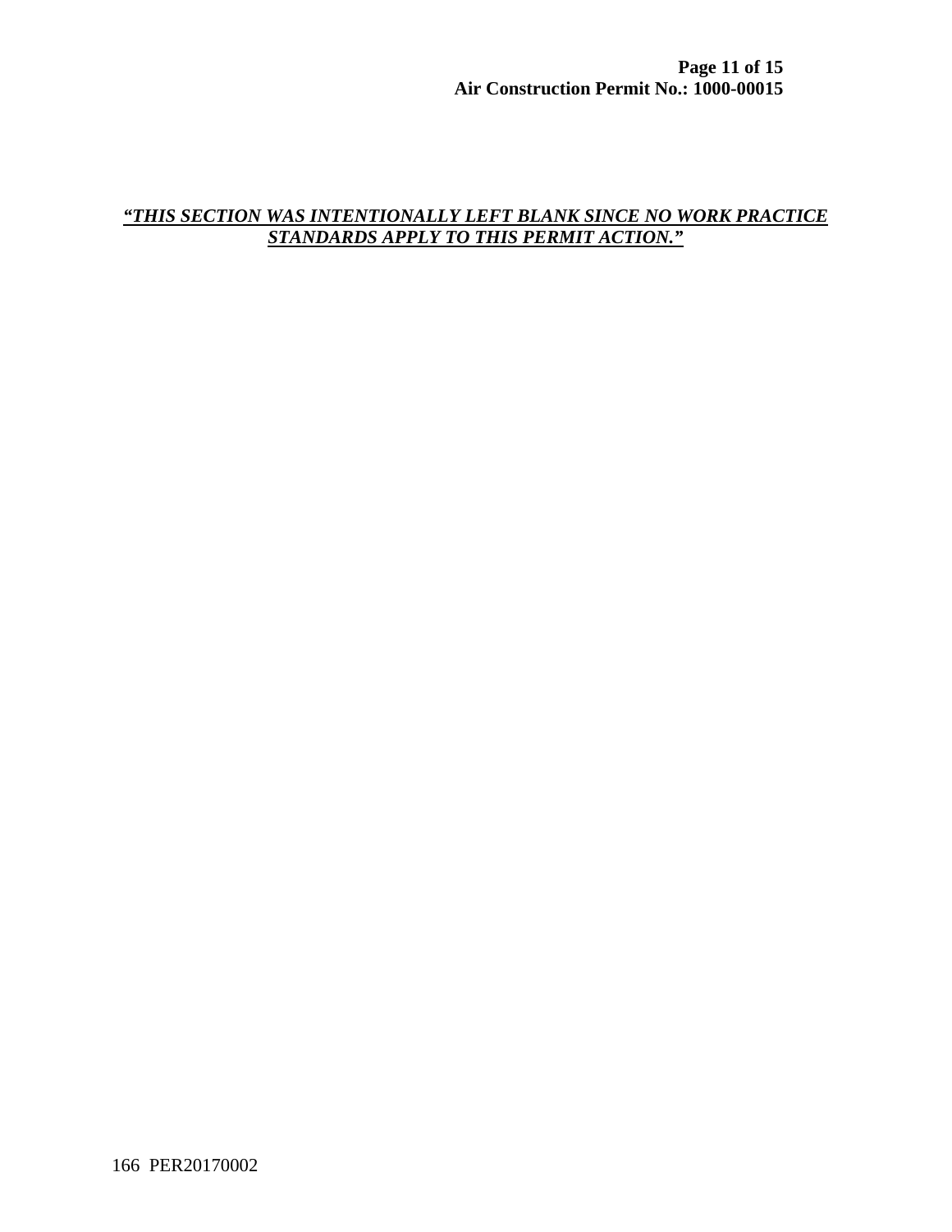***“THIS SECTION WAS INTENTIONALLY LEFT BLANK SINCE NO WORK PRACTICE STANDARDS APPLY TO THIS PERMIT ACTION.”***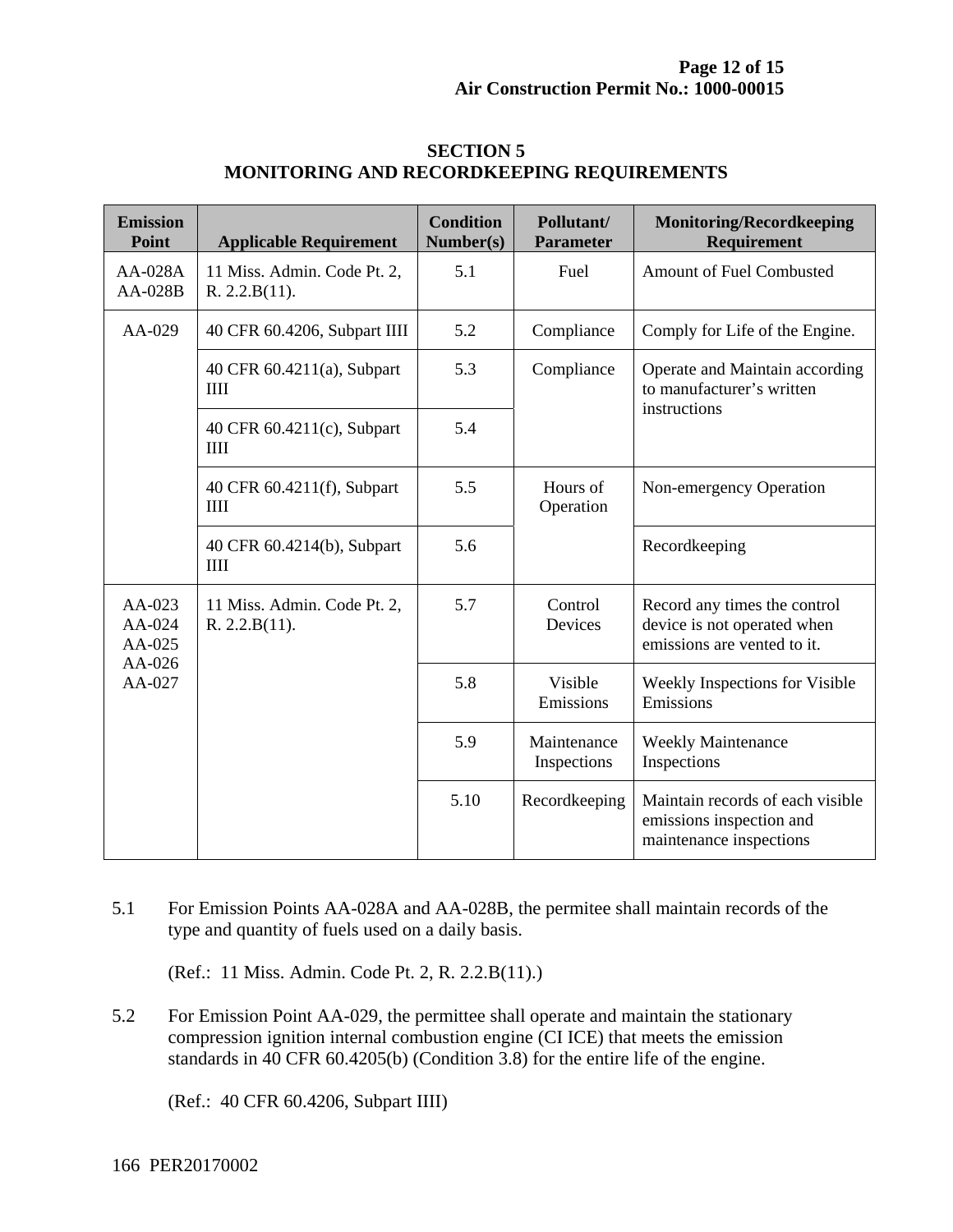## SECTION 5
## MONITORING AND RECORDKEEPING REQUIREMENTS

| Emission Point | Applicable Requirement | Condition Number(s) | Pollutant/ Parameter | Monitoring/Recordkeeping Requirement |
|---|---|---|---|---|
| AA-028A AA-028B | 11 Miss. Admin. Code Pt. 2, R. 2.2.B(11). | 5.1 | Fuel | Amount of Fuel Combusted |
| AA-029 | 40 CFR 60.4206, Subpart IIII | 5.2 | Compliance | Comply for Life of the Engine. |
| | 40 CFR 60.4211(a), Subpart IIII | 5.3 | Compliance | Operate and Maintain according to manufacturer's written instructions |
| | 40 CFR 60.4211(c), Subpart IIII | 5.4 | | |
| | 40 CFR 60.4211(f), Subpart IIII | 5.5 | Hours of Operation | Non-emergency Operation |
| | 40 CFR 60.4214(b), Subpart IIII | 5.6 | | Recordkeeping |
| AA-023 AA-024 AA-025 AA-026 AA-027 | 11 Miss. Admin. Code Pt. 2, R. 2.2.B(11). | 5.7 | Control Devices | Record any times the control device is not operated when emissions are vented to it. |
| | | 5.8 | Visible Emissions | Weekly Inspections for Visible Emissions |
| | | 5.9 | Maintenance Inspections | Weekly Maintenance Inspections |
| | | 5.10 | Recordkeeping | Maintain records of each visible emissions inspection and maintenance inspections |

5.1 For Emission Points AA-028A and AA-028B, the permitee shall maintain records of the type and quantity of fuels used on a daily basis.

(Ref.: 11 Miss. Admin. Code Pt. 2, R. 2.2.B(11).)

5.2 For Emission Point AA-029, the permittee shall operate and maintain the stationary compression ignition internal combustion engine (CI ICE) that meets the emission standards in 40 CFR 60.4205(b) (Condition 3.8) for the entire life of the engine.

(Ref.: 40 CFR 60.4206, Subpart IIII)

166 PER20170002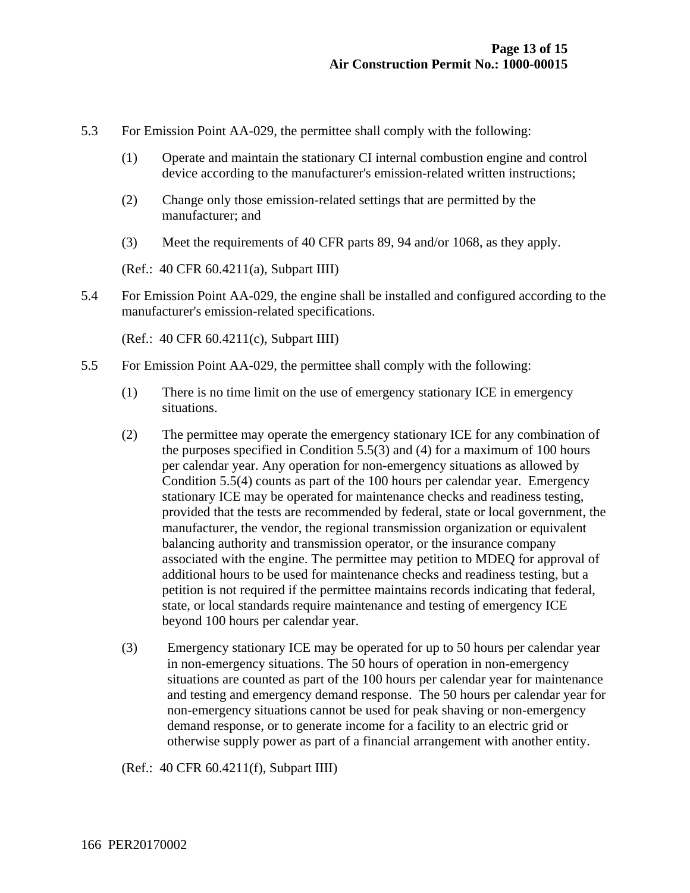5.3 For Emission Point AA-029, the permittee shall comply with the following:

   (1) Operate and maintain the stationary CI internal combustion engine and control device according to the manufacturer's emission-related written instructions;

   (2) Change only those emission-related settings that are permitted by the manufacturer; and

   (3) Meet the requirements of 40 CFR parts 89, 94 and/or 1068, as they apply.

   (Ref.: 40 CFR 60.4211(a), Subpart IIII)

5.4 For Emission Point AA-029, the engine shall be installed and configured according to the manufacturer's emission-related specifications.

   (Ref.: 40 CFR 60.4211(c), Subpart IIII)

5.5 For Emission Point AA-029, the permittee shall comply with the following:

   (1) There is no time limit on the use of emergency stationary ICE in emergency situations.

   (2) The permittee may operate the emergency stationary ICE for any combination of the purposes specified in Condition 5.5(3) and (4) for a maximum of 100 hours per calendar year. Any operation for non-emergency situations as allowed by Condition 5.5(4) counts as part of the 100 hours per calendar year. Emergency stationary ICE may be operated for maintenance checks and readiness testing, provided that the tests are recommended by federal, state or local government, the manufacturer, the vendor, the regional transmission organization or equivalent balancing authority and transmission operator, or the insurance company associated with the engine. The permittee may petition to MDEQ for approval of additional hours to be used for maintenance checks and readiness testing, but a petition is not required if the permittee maintains records indicating that federal, state, or local standards require maintenance and testing of emergency ICE beyond 100 hours per calendar year.

   (3) Emergency stationary ICE may be operated for up to 50 hours per calendar year in non-emergency situations. The 50 hours of operation in non-emergency situations are counted as part of the 100 hours per calendar year for maintenance and testing and emergency demand response. The 50 hours per calendar year for non-emergency situations cannot be used for peak shaving or non-emergency demand response, or to generate income for a facility to an electric grid or otherwise supply power as part of a financial arrangement with another entity.

   (Ref.: 40 CFR 60.4211(f), Subpart IIII)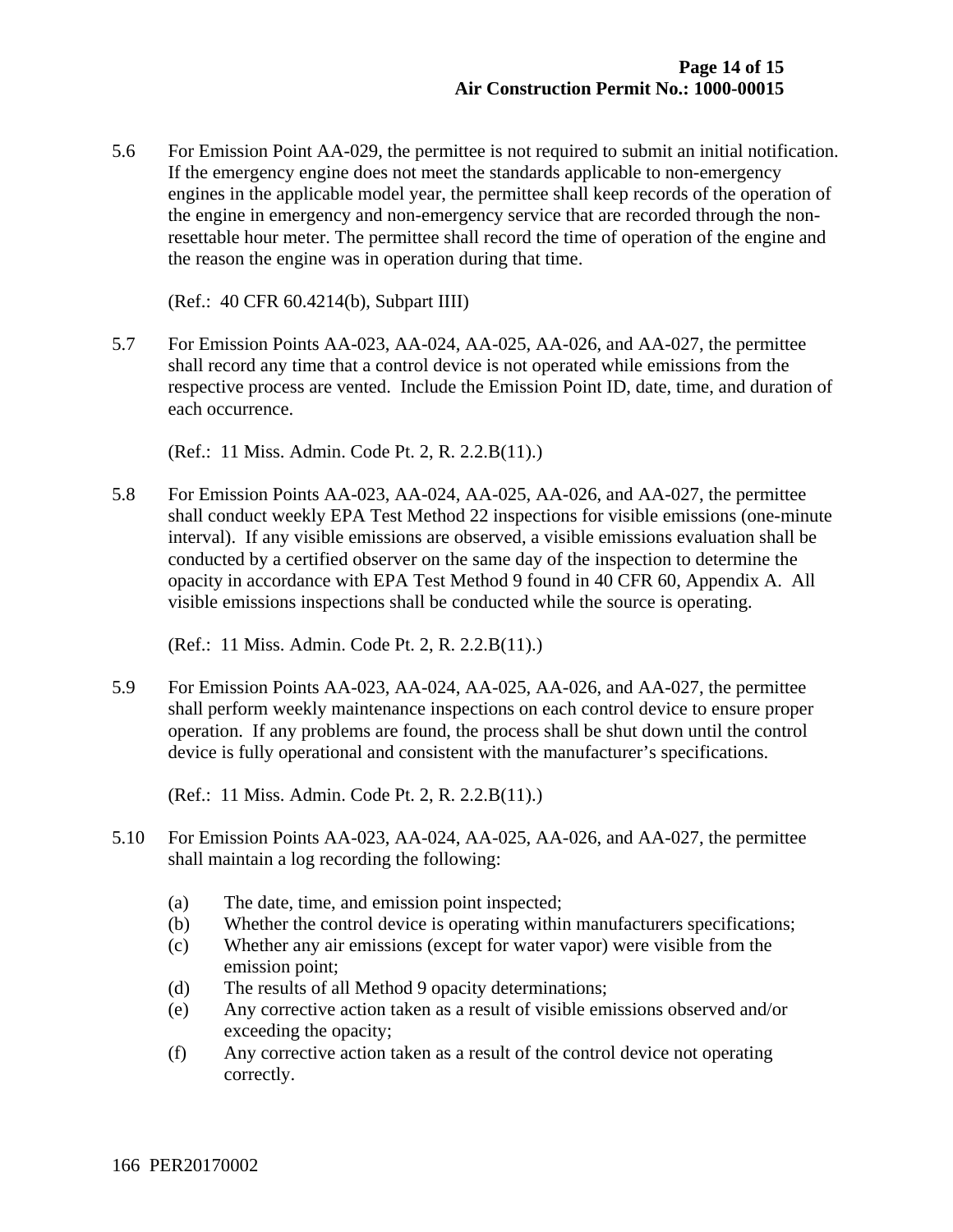5.6 For Emission Point AA-029, the permittee is not required to submit an initial notification. If the emergency engine does not meet the standards applicable to non-emergency engines in the applicable model year, the permittee shall keep records of the operation of the engine in emergency and non-emergency service that are recorded through the non-resettable hour meter. The permittee shall record the time of operation of the engine and the reason the engine was in operation during that time.

(Ref.: 40 CFR 60.4214(b), Subpart IIII)

5.7 For Emission Points AA-023, AA-024, AA-025, AA-026, and AA-027, the permittee shall record any time that a control device is not operated while emissions from the respective process are vented. Include the Emission Point ID, date, time, and duration of each occurrence.

(Ref.: 11 Miss. Admin. Code Pt. 2, R. 2.2.B(11).)

5.8 For Emission Points AA-023, AA-024, AA-025, AA-026, and AA-027, the permittee shall conduct weekly EPA Test Method 22 inspections for visible emissions (one-minute interval). If any visible emissions are observed, a visible emissions evaluation shall be conducted by a certified observer on the same day of the inspection to determine the opacity in accordance with EPA Test Method 9 found in 40 CFR 60, Appendix A. All visible emissions inspections shall be conducted while the source is operating.

(Ref.: 11 Miss. Admin. Code Pt. 2, R. 2.2.B(11).)

5.9 For Emission Points AA-023, AA-024, AA-025, AA-026, and AA-027, the permittee shall perform weekly maintenance inspections on each control device to ensure proper operation. If any problems are found, the process shall be shut down until the control device is fully operational and consistent with the manufacturer's specifications.

(Ref.: 11 Miss. Admin. Code Pt. 2, R. 2.2.B(11).)

5.10 For Emission Points AA-023, AA-024, AA-025, AA-026, and AA-027, the permittee shall maintain a log recording the following:

(a) The date, time, and emission point inspected;
(b) Whether the control device is operating within manufacturers specifications;
(c) Whether any air emissions (except for water vapor) were visible from the emission point;
(d) The results of all Method 9 opacity determinations;
(e) Any corrective action taken as a result of visible emissions observed and/or exceeding the opacity;
(f) Any corrective action taken as a result of the control device not operating correctly.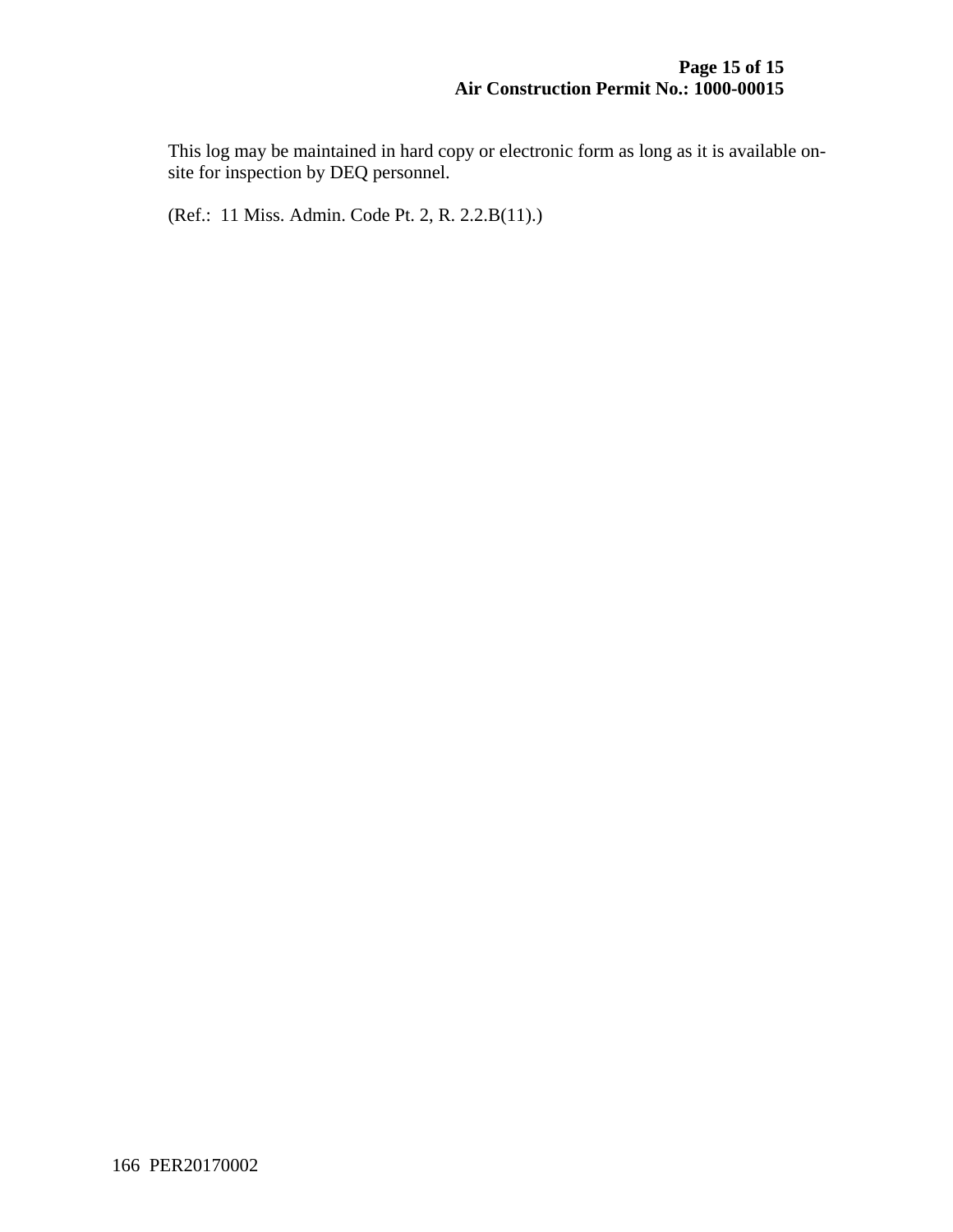This log may be maintained in hard copy or electronic form as long as it is available on-site for inspection by DEQ personnel.

(Ref.: 11 Miss. Admin. Code Pt. 2, R. 2.2.B(11).)